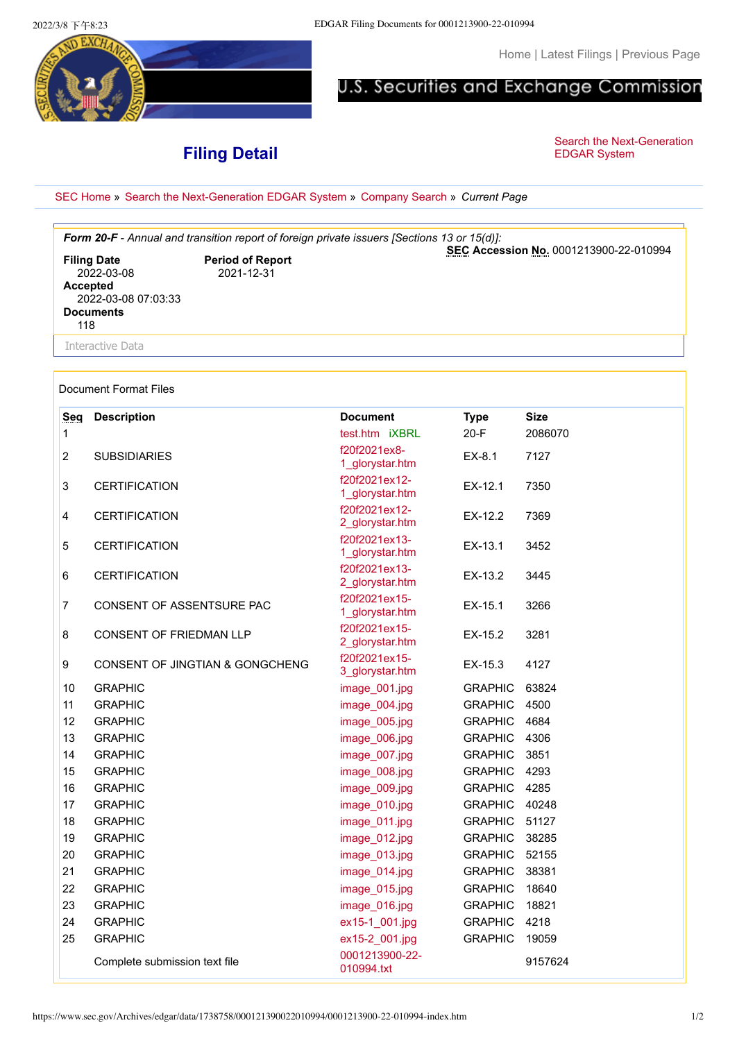Home | Latest Filings | Previous Page

U.S. Securities and Exchange Commission

# Filing Detail

Search the Next-Generation EDGAR System

SEC Home » Search the Next-Generation EDGAR System » Company Search » *Current Page*

***Form 20-F** - Annual and transition report of foreign private issuers [Sections 13 or 15(d)]:*

**SEC Accession No.** 0001213900-22-010994

**Filing Date**
2022-03-08

**Accepted**
2022-03-08 07:03:33

**Documents**
118

**Period of Report**
2021-12-31

Interactive Data

Document Format Files

| Seq | Description | Document | Type | Size |
|---|---|---|---|---|
| 1 | | test.htm iXBRL | 20-F | 2086070 |
| 2 | SUBSIDIARIES | f20f2021ex8-1_glorystar.htm | EX-8.1 | 7127 |
| 3 | CERTIFICATION | f20f2021ex12-1_glorystar.htm | EX-12.1 | 7350 |
| 4 | CERTIFICATION | f20f2021ex12-2_glorystar.htm | EX-12.2 | 7369 |
| 5 | CERTIFICATION | f20f2021ex13-1_glorystar.htm | EX-13.1 | 3452 |
| 6 | CERTIFICATION | f20f2021ex13-2_glorystar.htm | EX-13.2 | 3445 |
| 7 | CONSENT OF ASSENTSURE PAC | f20f2021ex15-1_glorystar.htm | EX-15.1 | 3266 |
| 8 | CONSENT OF FRIEDMAN LLP | f20f2021ex15-2_glorystar.htm | EX-15.2 | 3281 |
| 9 | CONSENT OF JINGTIAN & GONGCHENG | f20f2021ex15-3_glorystar.htm | EX-15.3 | 4127 |
| 10 | GRAPHIC | image_001.jpg | GRAPHIC | 63824 |
| 11 | GRAPHIC | image_004.jpg | GRAPHIC | 4500 |
| 12 | GRAPHIC | image_005.jpg | GRAPHIC | 4684 |
| 13 | GRAPHIC | image_006.jpg | GRAPHIC | 4306 |
| 14 | GRAPHIC | image_007.jpg | GRAPHIC | 3851 |
| 15 | GRAPHIC | image_008.jpg | GRAPHIC | 4293 |
| 16 | GRAPHIC | image_009.jpg | GRAPHIC | 4285 |
| 17 | GRAPHIC | image_010.jpg | GRAPHIC | 40248 |
| 18 | GRAPHIC | image_011.jpg | GRAPHIC | 51127 |
| 19 | GRAPHIC | image_012.jpg | GRAPHIC | 38285 |
| 20 | GRAPHIC | image_013.jpg | GRAPHIC | 52155 |
| 21 | GRAPHIC | image_014.jpg | GRAPHIC | 38381 |
| 22 | GRAPHIC | image_015.jpg | GRAPHIC | 18640 |
| 23 | GRAPHIC | image_016.jpg | GRAPHIC | 18821 |
| 24 | GRAPHIC | ex15-1_001.jpg | GRAPHIC | 4218 |
| 25 | GRAPHIC | ex15-2_001.jpg | GRAPHIC | 19059 |
| | Complete submission text file | 0001213900-22-010994.txt | | 9157624 |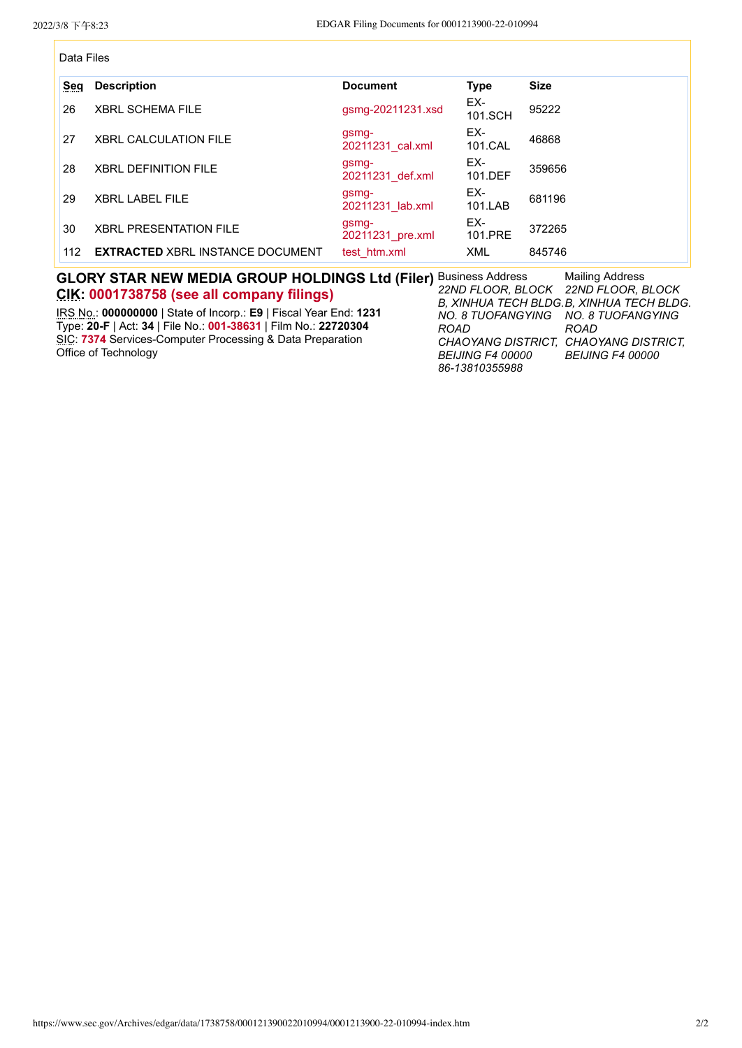Data Files

| Seq | Description | Document | Type | Size |
| --- | --- | --- | --- | --- |
| 26 | XBRL SCHEMA FILE | gsmg-20211231.xsd | EX-101.SCH | 95222 |
| 27 | XBRL CALCULATION FILE | gsmg-20211231_cal.xml | EX-101.CAL | 46868 |
| 28 | XBRL DEFINITION FILE | gsmg-20211231_def.xml | EX-101.DEF | 359656 |
| 29 | XBRL LABEL FILE | gsmg-20211231_lab.xml | EX-101.LAB | 681196 |
| 30 | XBRL PRESENTATION FILE | gsmg-20211231_pre.xml | EX-101.PRE | 372265 |
| 112 | **EXTRACTED** XBRL INSTANCE DOCUMENT | test_htm.xml | XML | 845746 |

**GLORY STAR NEW MEDIA GROUP HOLDINGS Ltd (Filer)**
**CIK: 0001738758 (see all company filings)**

IRS No.: **000000000** | State of Incorp.: **E9** | Fiscal Year End: **1231**
Type: **20-F** | Act: **34** | File No.: **001-38631** | Film No.: **22720304**
SIC: **7374** Services-Computer Processing & Data Preparation
Office of Technology

Business Address
*22ND FLOOR, BLOCK B, XINHUA TECH BLDG.*
*NO. 8 TUOFANGYING ROAD*
*CHAOYANG DISTRICT, BEIJING F4 00000*
*86-13810355988*

Mailing Address
*22ND FLOOR, BLOCK B, XINHUA TECH BLDG.*
*NO. 8 TUOFANGYING ROAD*
*CHAOYANG DISTRICT, BEIJING F4 00000*